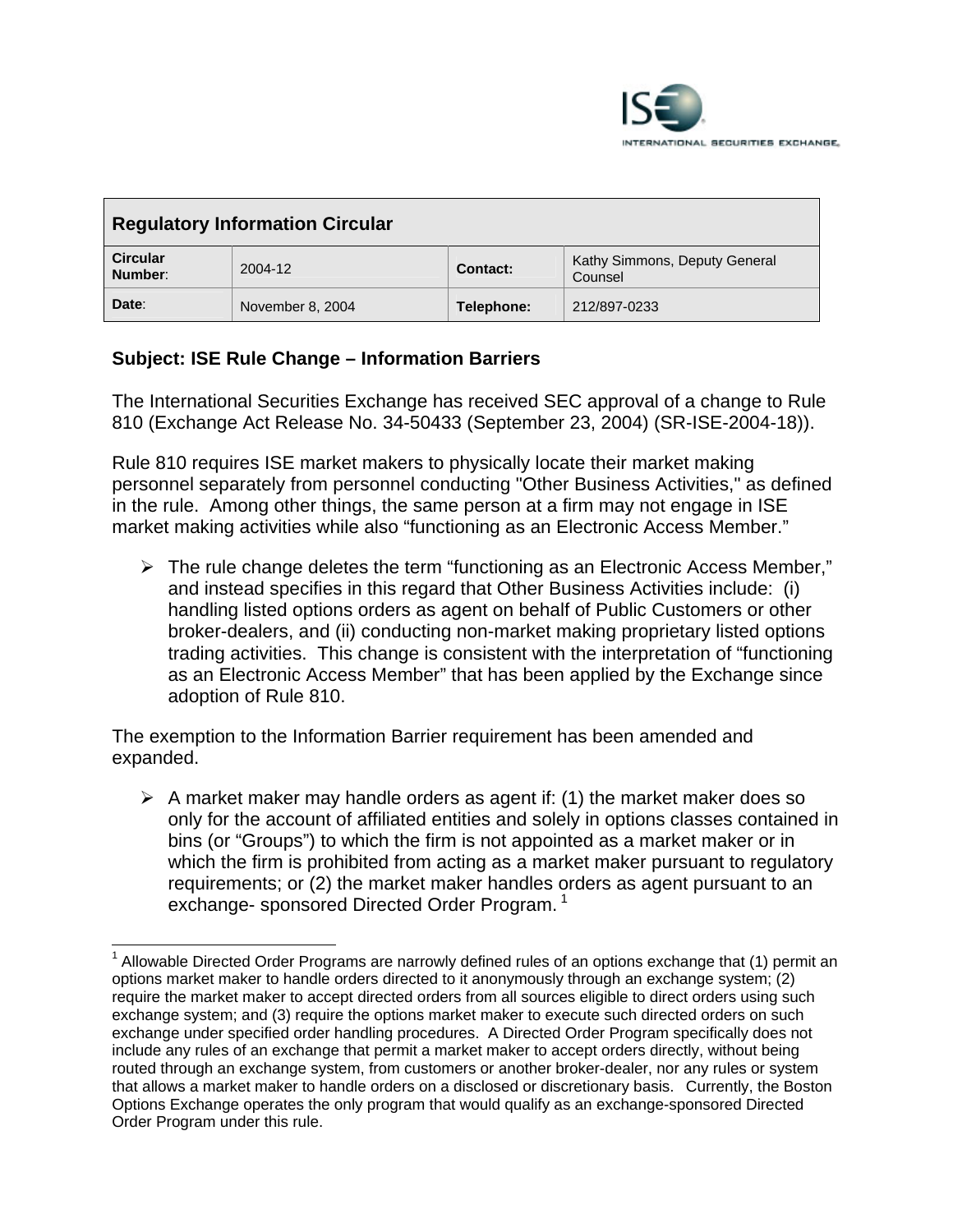## Regulatory Information Circular

| **Circular Number**: | 2004-12 | **Contact:** | Kathy Simmons, Deputy General Counsel |
|---|---|---|---|
| **Date**: | November 8, 2004 | **Telephone:** | 212/897-0233 |

### Subject: ISE Rule Change – Information Barriers

The International Securities Exchange has received SEC approval of a change to Rule 810 (Exchange Act Release No. 34-50433 (September 23, 2004) (SR-ISE-2004-18)).

Rule 810 requires ISE market makers to physically locate their market making personnel separately from personnel conducting "Other Business Activities," as defined in the rule. Among other things, the same person at a firm may not engage in ISE market making activities while also "functioning as an Electronic Access Member."

- The rule change deletes the term "functioning as an Electronic Access Member," and instead specifies in this regard that Other Business Activities include: (i) handling listed options orders as agent on behalf of Public Customers or other broker-dealers, and (ii) conducting non-market making proprietary listed options trading activities. This change is consistent with the interpretation of "functioning as an Electronic Access Member" that has been applied by the Exchange since adoption of Rule 810.

The exemption to the Information Barrier requirement has been amended and expanded.

- A market maker may handle orders as agent if: (1) the market maker does so only for the account of affiliated entities and solely in options classes contained in bins (or "Groups") to which the firm is not appointed as a market maker or in which the firm is prohibited from acting as a market maker pursuant to regulatory requirements; or (2) the market maker handles orders as agent pursuant to an exchange- sponsored Directed Order Program. [1]

---

[1] Allowable Directed Order Programs are narrowly defined rules of an options exchange that (1) permit an options market maker to handle orders directed to it anonymously through an exchange system; (2) require the market maker to accept directed orders from all sources eligible to direct orders using such exchange system; and (3) require the options market maker to execute such directed orders on such exchange under specified order handling procedures. A Directed Order Program specifically does not include any rules of an exchange that permit a market maker to accept orders directly, without being routed through an exchange system, from customers or another broker-dealer, nor any rules or system that allows a market maker to handle orders on a disclosed or discretionary basis. Currently, the Boston Options Exchange operates the only program that would qualify as an exchange-sponsored Directed Order Program under this rule.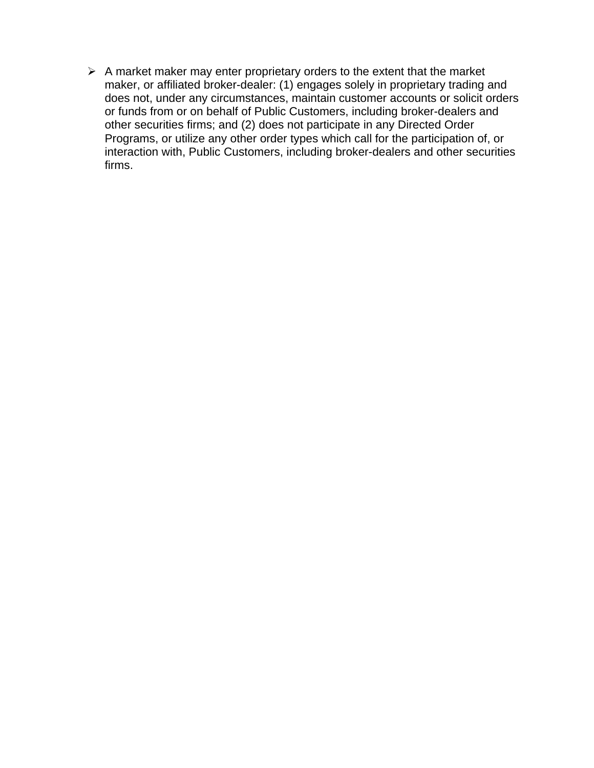- A market maker may enter proprietary orders to the extent that the market maker, or affiliated broker-dealer: (1) engages solely in proprietary trading and does not, under any circumstances, maintain customer accounts or solicit orders or funds from or on behalf of Public Customers, including broker-dealers and other securities firms; and (2) does not participate in any Directed Order Programs, or utilize any other order types which call for the participation of, or interaction with, Public Customers, including broker-dealers and other securities firms.